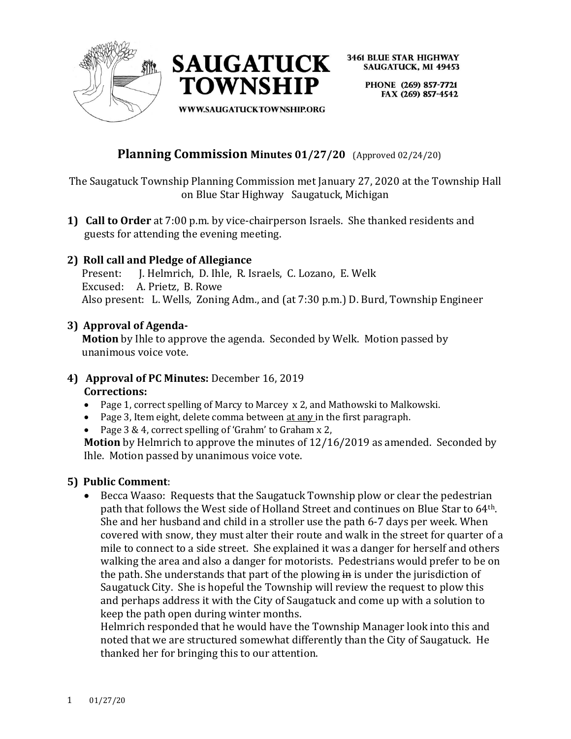**SAUGATUCK TOWNSHIP**

3461 BLUE STAR HIGHWAY
SAUGATUCK, MI 49453

PHONE (269) 857-7721
FAX (269) 857-4542

WWW.SAUGATUCKTOWNSHIP.ORG

# Planning Commission Minutes 01/27/20 (Approved 02/24/20)

The Saugatuck Township Planning Commission met January 27, 2020 at the Township Hall on Blue Star Highway Saugatuck, Michigan

**1) Call to Order** at 7:00 p.m. by vice-chairperson Israels. She thanked residents and guests for attending the evening meeting.

**2) Roll call and Pledge of Allegiance**

Present: J. Helmrich, D. Ihle, R. Israels, C. Lozano, E. Welk
Excused: A. Prietz, B. Rowe
Also present: L. Wells, Zoning Adm., and (at 7:30 p.m.) D. Burd, Township Engineer

**3) Approval of Agenda-**

**Motion** by Ihle to approve the agenda. Seconded by Welk. Motion passed by unanimous voice vote.

**4) Approval of PC Minutes:** December 16, 2019

**Corrections:**

- Page 1, correct spelling of Marcy to Marcey x 2, and Mathowski to Malkowski.
- Page 3, Item eight, delete comma between at any in the first paragraph.
- Page 3 & 4, correct spelling of 'Grahm' to Graham x 2,

**Motion** by Helmrich to approve the minutes of 12/16/2019 as amended. Seconded by Ihle. Motion passed by unanimous voice vote.

**5) Public Comment**:

- Becca Waaso: Requests that the Saugatuck Township plow or clear the pedestrian path that follows the West side of Holland Street and continues on Blue Star to 64th. She and her husband and child in a stroller use the path 6-7 days per week. When covered with snow, they must alter their route and walk in the street for quarter of a mile to connect to a side street. She explained it was a danger for herself and others walking the area and also a danger for motorists. Pedestrians would prefer to be on the path. She understands that part of the plowing ~~in~~ is under the jurisdiction of Saugatuck City. She is hopeful the Township will review the request to plow this and perhaps address it with the City of Saugatuck and come up with a solution to keep the path open during winter months.

  Helmrich responded that he would have the Township Manager look into this and noted that we are structured somewhat differently than the City of Saugatuck. He thanked her for bringing this to our attention.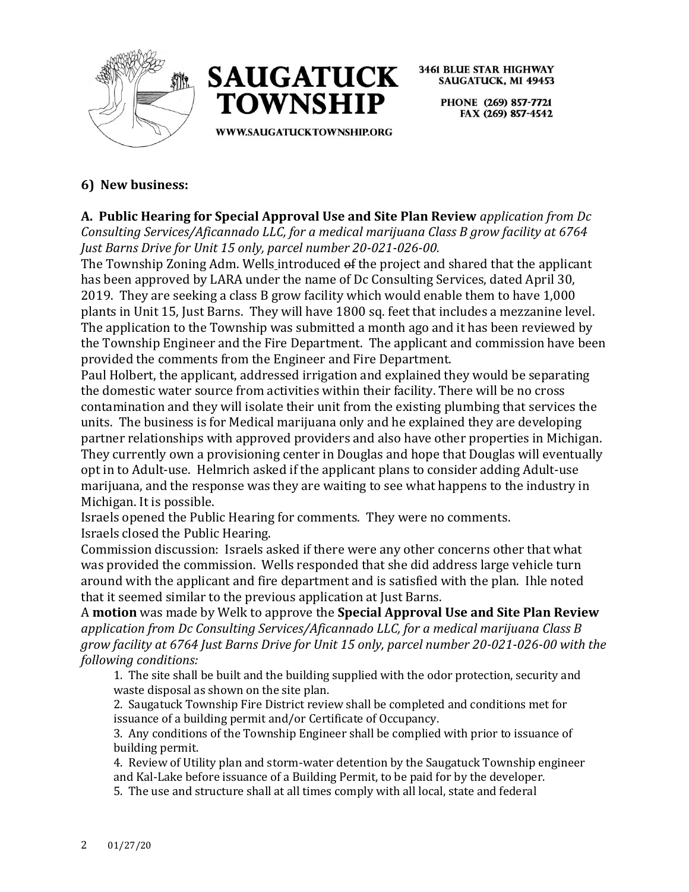## 6) New business:

**A. Public Hearing for Special Approval Use and Site Plan Review** *application from Dc Consulting Services/Aficannado LLC, for a medical marijuana Class B grow facility at 6764 Just Barns Drive for Unit 15 only, parcel number 20-021-026-00.*

The Township Zoning Adm. Wells introduced of the project and shared that the applicant has been approved by LARA under the name of Dc Consulting Services, dated April 30, 2019. They are seeking a class B grow facility which would enable them to have 1,000 plants in Unit 15, Just Barns. They will have 1800 sq. feet that includes a mezzanine level. The application to the Township was submitted a month ago and it has been reviewed by the Township Engineer and the Fire Department. The applicant and commission have been provided the comments from the Engineer and Fire Department.

Paul Holbert, the applicant, addressed irrigation and explained they would be separating the domestic water source from activities within their facility. There will be no cross contamination and they will isolate their unit from the existing plumbing that services the units. The business is for Medical marijuana only and he explained they are developing partner relationships with approved providers and also have other properties in Michigan. They currently own a provisioning center in Douglas and hope that Douglas will eventually opt in to Adult-use. Helmrich asked if the applicant plans to consider adding Adult-use marijuana, and the response was they are waiting to see what happens to the industry in Michigan. It is possible.

Israels opened the Public Hearing for comments. They were no comments.

Israels closed the Public Hearing.

Commission discussion: Israels asked if there were any other concerns other that what was provided the commission. Wells responded that she did address large vehicle turn around with the applicant and fire department and is satisfied with the plan. Ihle noted that it seemed similar to the previous application at Just Barns.

A **motion** was made by Welk to approve the **Special Approval Use and Site Plan Review** *application from Dc Consulting Services/Aficannado LLC, for a medical marijuana Class B grow facility at 6764 Just Barns Drive for Unit 15 only, parcel number 20-021-026-00 with the following conditions:*

1. The site shall be built and the building supplied with the odor protection, security and waste disposal as shown on the site plan.
2. Saugatuck Township Fire District review shall be completed and conditions met for issuance of a building permit and/or Certificate of Occupancy.
3. Any conditions of the Township Engineer shall be complied with prior to issuance of building permit.
4. Review of Utility plan and storm-water detention by the Saugatuck Township engineer and Kal-Lake before issuance of a Building Permit, to be paid for by the developer.
5. The use and structure shall at all times comply with all local, state and federal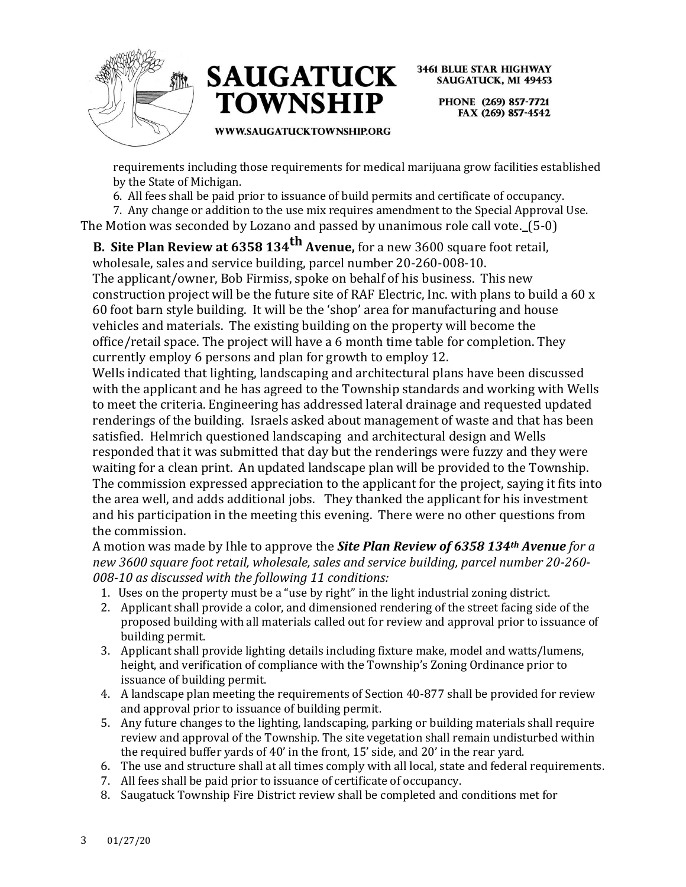requirements including those requirements for medical marijuana grow facilities established by the State of Michigan.

6. All fees shall be paid prior to issuance of build permits and certificate of occupancy.
7. Any change or addition to the use mix requires amendment to the Special Approval Use.

The Motion was seconded by Lozano and passed by unanimous role call vote. (5-0)

**B. Site Plan Review at 6358 134th Avenue,** for a new 3600 square foot retail, wholesale, sales and service building, parcel number 20-260-008-10.

The applicant/owner, Bob Firmiss, spoke on behalf of his business. This new construction project will be the future site of RAF Electric, Inc. with plans to build a 60 x 60 foot barn style building. It will be the 'shop' area for manufacturing and house vehicles and materials. The existing building on the property will become the office/retail space. The project will have a 6 month time table for completion. They currently employ 6 persons and plan for growth to employ 12.

Wells indicated that lighting, landscaping and architectural plans have been discussed with the applicant and he has agreed to the Township standards and working with Wells to meet the criteria. Engineering has addressed lateral drainage and requested updated renderings of the building. Israels asked about management of waste and that has been satisfied. Helmrich questioned landscaping and architectural design and Wells responded that it was submitted that day but the renderings were fuzzy and they were waiting for a clean print. An updated landscape plan will be provided to the Township. The commission expressed appreciation to the applicant for the project, saying it fits into the area well, and adds additional jobs. They thanked the applicant for his investment and his participation in the meeting this evening. There were no other questions from the commission.

A motion was made by Ihle to approve the ***Site Plan Review of 6358 134th Avenue*** *for a new 3600 square foot retail, wholesale, sales and service building, parcel number 20-260-008-10 as discussed with the following 11 conditions:*

1. Uses on the property must be a "use by right" in the light industrial zoning district.
2. Applicant shall provide a color, and dimensioned rendering of the street facing side of the proposed building with all materials called out for review and approval prior to issuance of building permit.
3. Applicant shall provide lighting details including fixture make, model and watts/lumens, height, and verification of compliance with the Township's Zoning Ordinance prior to issuance of building permit.
4. A landscape plan meeting the requirements of Section 40-877 shall be provided for review and approval prior to issuance of building permit.
5. Any future changes to the lighting, landscaping, parking or building materials shall require review and approval of the Township. The site vegetation shall remain undisturbed within the required buffer yards of 40' in the front, 15' side, and 20' in the rear yard.
6. The use and structure shall at all times comply with all local, state and federal requirements.
7. All fees shall be paid prior to issuance of certificate of occupancy.
8. Saugatuck Township Fire District review shall be completed and conditions met for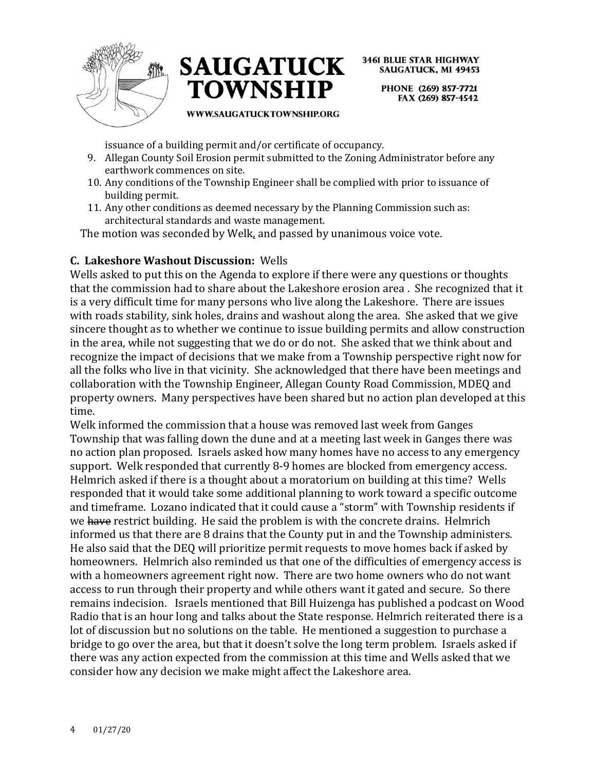issuance of a building permit and/or certificate of occupancy.

9. Allegan County Soil Erosion permit submitted to the Zoning Administrator before any earthwork commences on site.
10. Any conditions of the Township Engineer shall be complied with prior to issuance of building permit.
11. Any other conditions as deemed necessary by the Planning Commission such as: architectural standards and waste management.

The motion was seconded by Welk, and passed by unanimous voice vote.

**C. Lakeshore Washout Discussion:** Wells

Wells asked to put this on the Agenda to explore if there were any questions or thoughts that the commission had to share about the Lakeshore erosion area . She recognized that it is a very difficult time for many persons who live along the Lakeshore. There are issues with roads stability, sink holes, drains and washout along the area. She asked that we give sincere thought as to whether we continue to issue building permits and allow construction in the area, while not suggesting that we do or do not. She asked that we think about and recognize the impact of decisions that we make from a Township perspective right now for all the folks who live in that vicinity. She acknowledged that there have been meetings and collaboration with the Township Engineer, Allegan County Road Commission, MDEQ and property owners. Many perspectives have been shared but no action plan developed at this time.

Welk informed the commission that a house was removed last week from Ganges Township that was falling down the dune and at a meeting last week in Ganges there was no action plan proposed. Israels asked how many homes have no access to any emergency support. Welk responded that currently 8-9 homes are blocked from emergency access. Helmrich asked if there is a thought about a moratorium on building at this time? Wells responded that it would take some additional planning to work toward a specific outcome and timeframe. Lozano indicated that it could cause a "storm" with Township residents if we ~~have~~ restrict building. He said the problem is with the concrete drains. Helmrich informed us that there are 8 drains that the County put in and the Township administers. He also said that the DEQ will prioritize permit requests to move homes back if asked by homeowners. Helmrich also reminded us that one of the difficulties of emergency access is with a homeowners agreement right now. There are two home owners who do not want access to run through their property and while others want it gated and secure. So there remains indecision. Israels mentioned that Bill Huizenga has published a podcast on Wood Radio that is an hour long and talks about the State response. Helmrich reiterated there is a lot of discussion but no solutions on the table. He mentioned a suggestion to purchase a bridge to go over the area, but that it doesn't solve the long term problem. Israels asked if there was any action expected from the commission at this time and Wells asked that we consider how any decision we make might affect the Lakeshore area.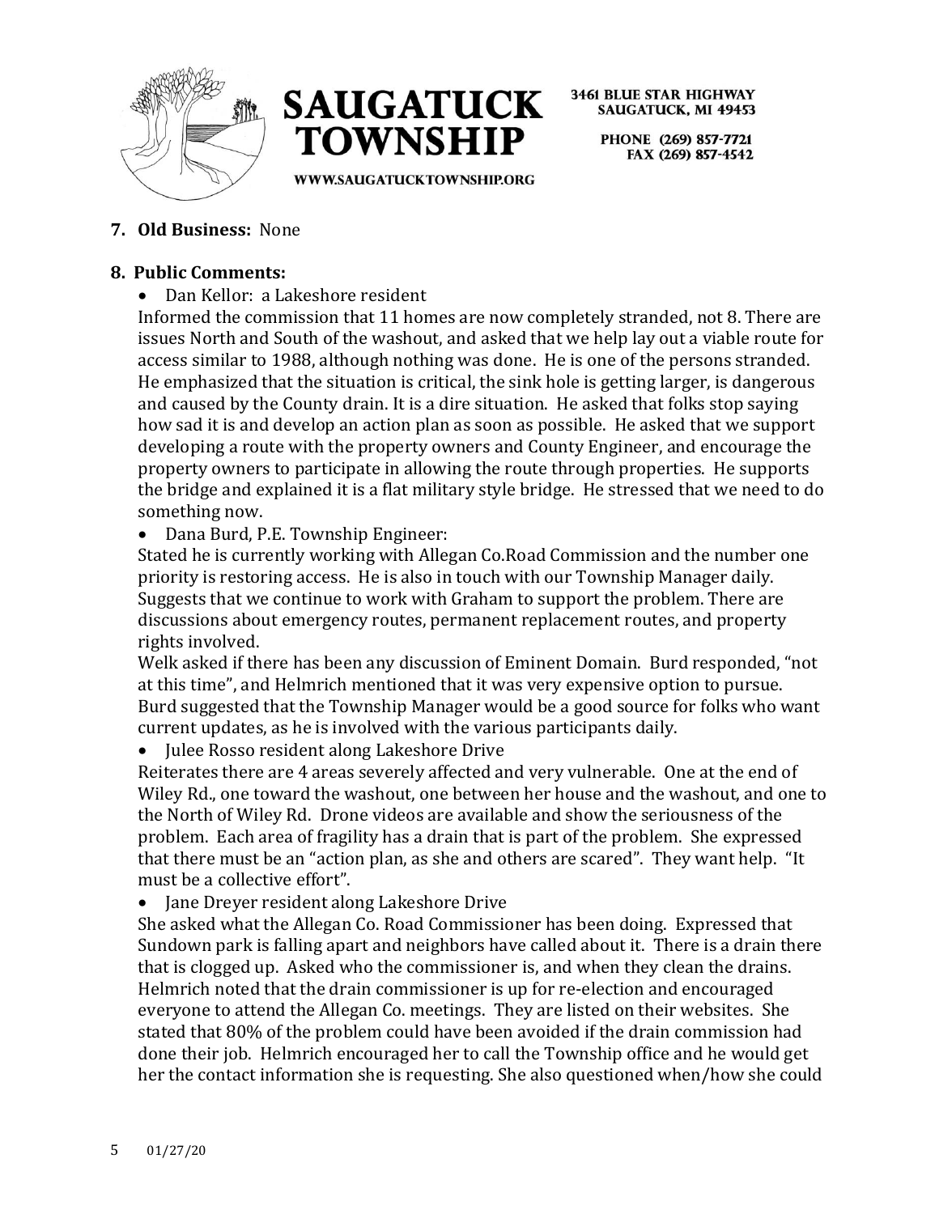**7. Old Business:** None

**8. Public Comments:**

- Dan Kellor: a Lakeshore resident

Informed the commission that 11 homes are now completely stranded, not 8. There are issues North and South of the washout, and asked that we help lay out a viable route for access similar to 1988, although nothing was done. He is one of the persons stranded. He emphasized that the situation is critical, the sink hole is getting larger, is dangerous and caused by the County drain. It is a dire situation. He asked that folks stop saying how sad it is and develop an action plan as soon as possible. He asked that we support developing a route with the property owners and County Engineer, and encourage the property owners to participate in allowing the route through properties. He supports the bridge and explained it is a flat military style bridge. He stressed that we need to do something now.

- Dana Burd, P.E. Township Engineer:

Stated he is currently working with Allegan Co.Road Commission and the number one priority is restoring access. He is also in touch with our Township Manager daily. Suggests that we continue to work with Graham to support the problem. There are discussions about emergency routes, permanent replacement routes, and property rights involved.

Welk asked if there has been any discussion of Eminent Domain. Burd responded, "not at this time", and Helmrich mentioned that it was very expensive option to pursue. Burd suggested that the Township Manager would be a good source for folks who want current updates, as he is involved with the various participants daily.

- Julee Rosso resident along Lakeshore Drive

Reiterates there are 4 areas severely affected and very vulnerable. One at the end of Wiley Rd., one toward the washout, one between her house and the washout, and one to the North of Wiley Rd. Drone videos are available and show the seriousness of the problem. Each area of fragility has a drain that is part of the problem. She expressed that there must be an "action plan, as she and others are scared". They want help. "It must be a collective effort".

- Jane Dreyer resident along Lakeshore Drive

She asked what the Allegan Co. Road Commissioner has been doing. Expressed that Sundown park is falling apart and neighbors have called about it. There is a drain there that is clogged up. Asked who the commissioner is, and when they clean the drains. Helmrich noted that the drain commissioner is up for re-election and encouraged everyone to attend the Allegan Co. meetings. They are listed on their websites. She stated that 80% of the problem could have been avoided if the drain commission had done their job. Helmrich encouraged her to call the Township office and he would get her the contact information she is requesting. She also questioned when/how she could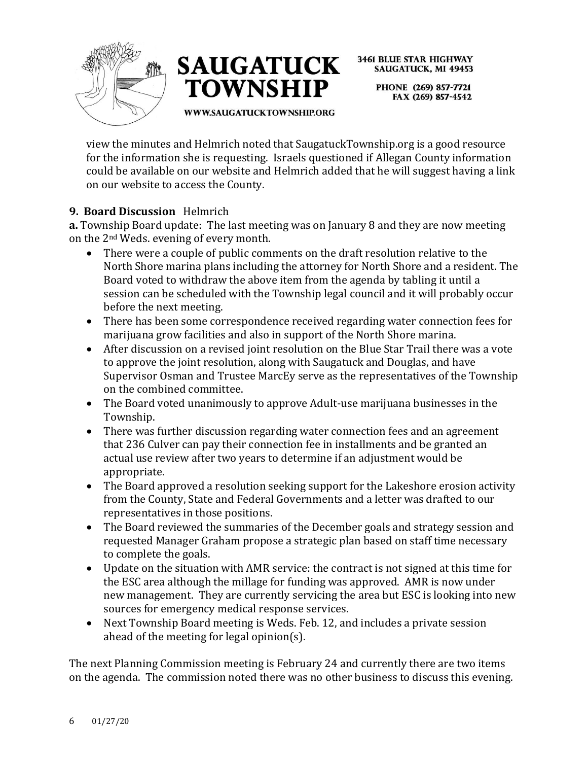view the minutes and Helmrich noted that SaugatuckTownship.org is a good resource for the information she is requesting. Israels questioned if Allegan County information could be available on our website and Helmrich added that he will suggest having a link on our website to access the County.

**9. Board Discussion** Helmrich

**a.** Township Board update: The last meeting was on January 8 and they are now meeting on the 2nd Weds. evening of every month.

- There were a couple of public comments on the draft resolution relative to the North Shore marina plans including the attorney for North Shore and a resident. The Board voted to withdraw the above item from the agenda by tabling it until a session can be scheduled with the Township legal council and it will probably occur before the next meeting.
- There has been some correspondence received regarding water connection fees for marijuana grow facilities and also in support of the North Shore marina.
- After discussion on a revised joint resolution on the Blue Star Trail there was a vote to approve the joint resolution, along with Saugatuck and Douglas, and have Supervisor Osman and Trustee MarcEy serve as the representatives of the Township on the combined committee.
- The Board voted unanimously to approve Adult-use marijuana businesses in the Township.
- There was further discussion regarding water connection fees and an agreement that 236 Culver can pay their connection fee in installments and be granted an actual use review after two years to determine if an adjustment would be appropriate.
- The Board approved a resolution seeking support for the Lakeshore erosion activity from the County, State and Federal Governments and a letter was drafted to our representatives in those positions.
- The Board reviewed the summaries of the December goals and strategy session and requested Manager Graham propose a strategic plan based on staff time necessary to complete the goals.
- Update on the situation with AMR service: the contract is not signed at this time for the ESC area although the millage for funding was approved. AMR is now under new management. They are currently servicing the area but ESC is looking into new sources for emergency medical response services.
- Next Township Board meeting is Weds. Feb. 12, and includes a private session ahead of the meeting for legal opinion(s).

The next Planning Commission meeting is February 24 and currently there are two items on the agenda. The commission noted there was no other business to discuss this evening.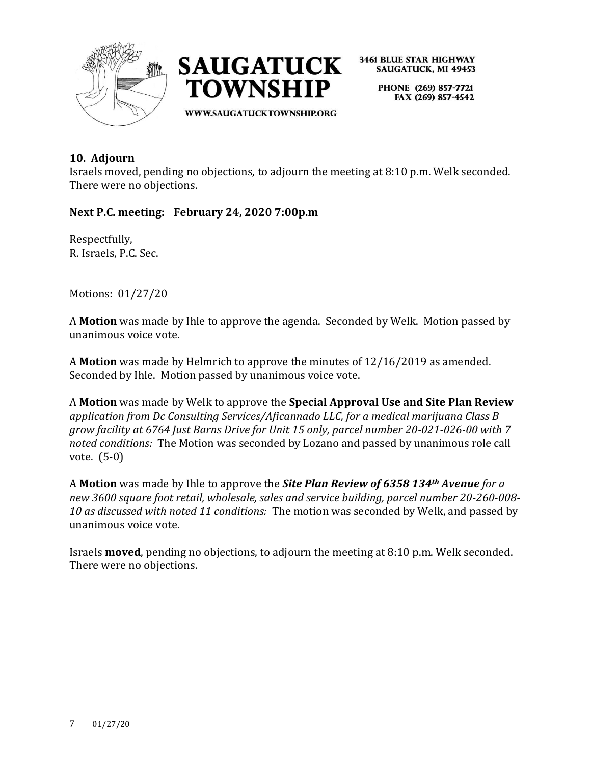### 10. Adjourn

Israels moved, pending no objections, to adjourn the meeting at 8:10 p.m. Welk seconded. There were no objections.

**Next P.C. meeting: February 24, 2020 7:00p.m**

Respectfully,
R. Israels, P.C. Sec.

Motions: 01/27/20

A **Motion** was made by Ihle to approve the agenda. Seconded by Welk. Motion passed by unanimous voice vote.

A **Motion** was made by Helmrich to approve the minutes of 12/16/2019 as amended. Seconded by Ihle. Motion passed by unanimous voice vote.

A **Motion** was made by Welk to approve the **Special Approval Use and Site Plan Review** *application from Dc Consulting Services/Aficannado LLC, for a medical marijuana Class B grow facility at 6764 Just Barns Drive for Unit 15 only, parcel number 20-021-026-00 with 7 noted conditions:* The Motion was seconded by Lozano and passed by unanimous role call vote. (5-0)

A **Motion** was made by Ihle to approve the ***Site Plan Review of 6358 134th Avenue*** *for a new 3600 square foot retail, wholesale, sales and service building, parcel number 20-260-008-10 as discussed with noted 11 conditions:* The motion was seconded by Welk, and passed by unanimous voice vote.

Israels **moved**, pending no objections, to adjourn the meeting at 8:10 p.m. Welk seconded. There were no objections.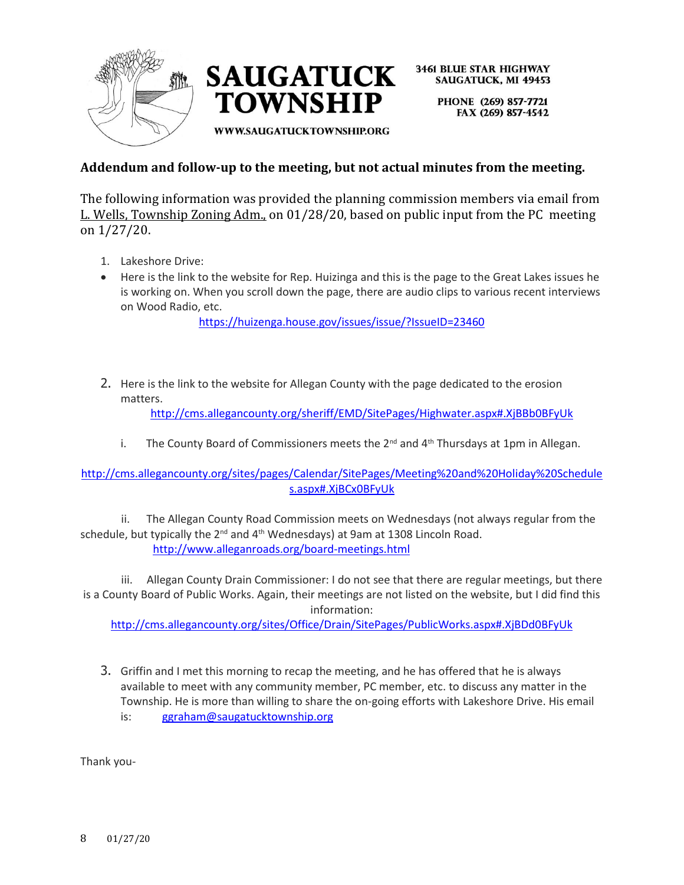# SAUGATUCK TOWNSHIP

3461 BLUE STAR HIGHWAY
SAUGATUCK, MI 49453

PHONE (269) 857-7721
FAX (269) 857-4542

WWW.SAUGATUCKTOWNSHIP.ORG

**Addendum and follow-up to the meeting, but not actual minutes from the meeting.**

The following information was provided the planning commission members via email from L. Wells, Township Zoning Adm., on 01/28/20, based on public input from the PC meeting on 1/27/20.

1. Lakeshore Drive:

- Here is the link to the website for Rep. Huizinga and this is the page to the Great Lakes issues he is working on. When you scroll down the page, there are audio clips to various recent interviews on Wood Radio, etc.

  https://huizenga.house.gov/issues/issue/?IssueID=23460

2. Here is the link to the website for Allegan County with the page dedicated to the erosion matters.

   http://cms.allegancounty.org/sheriff/EMD/SitePages/Highwater.aspx#.XjBBb0BFyUk

   i. The County Board of Commissioners meets the 2nd and 4th Thursdays at 1pm in Allegan.

   http://cms.allegancounty.org/sites/pages/Calendar/SitePages/Meeting%20and%20Holiday%20Schedules.aspx#.XjBCx0BFyUk

   ii. The Allegan County Road Commission meets on Wednesdays (not always regular from the schedule, but typically the 2nd and 4th Wednesdays) at 9am at 1308 Lincoln Road.

   http://www.alleganroads.org/board-meetings.html

   iii. Allegan County Drain Commissioner: I do not see that there are regular meetings, but there is a County Board of Public Works. Again, their meetings are not listed on the website, but I did find this information:

   http://cms.allegancounty.org/sites/Office/Drain/SitePages/PublicWorks.aspx#.XjBDd0BFyUk

3. Griffin and I met this morning to recap the meeting, and he has offered that he is always available to meet with any community member, PC member, etc. to discuss any matter in the Township. He is more than willing to share the on-going efforts with Lakeshore Drive. His email is: ggraham@saugatucktownship.org

Thank you-